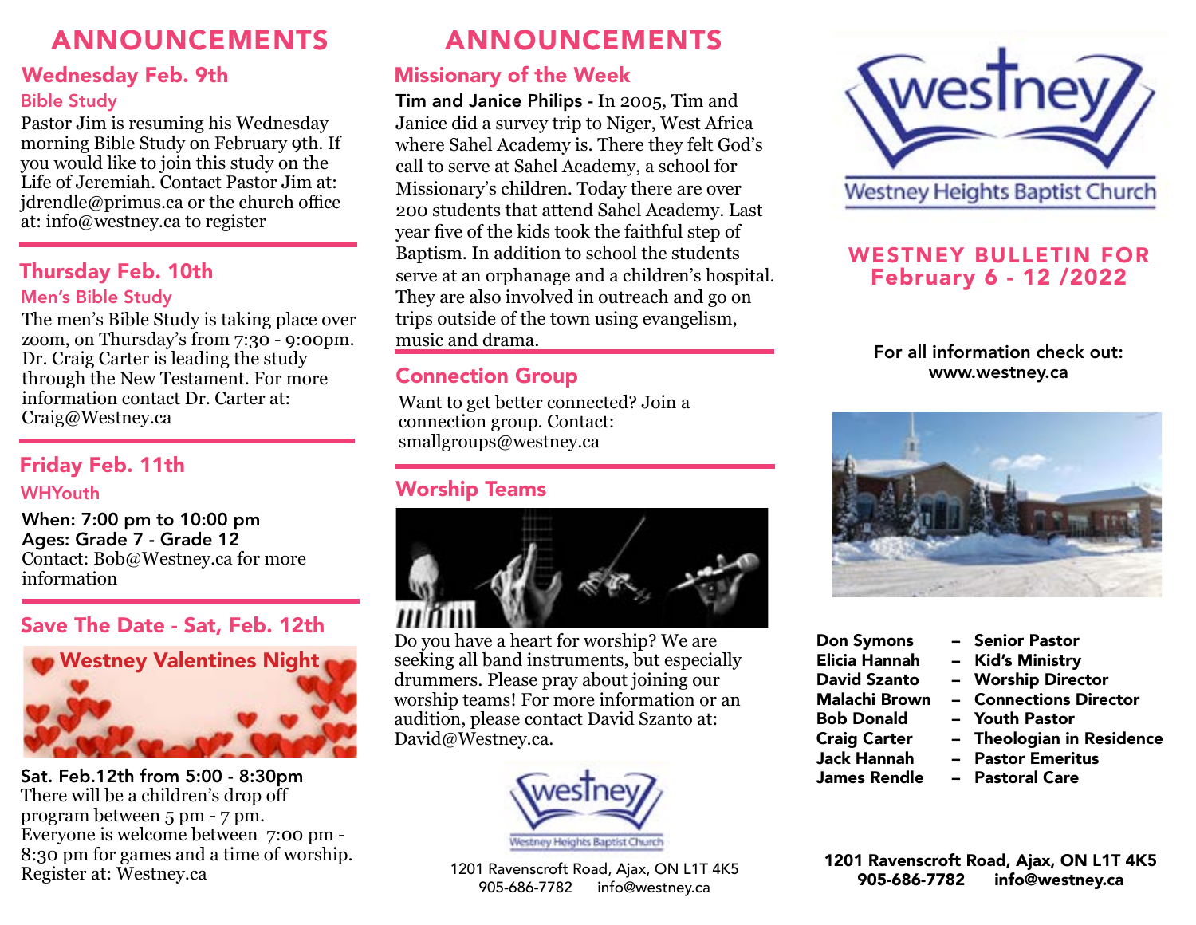# ANNOUNCEMENTS

## Wednesday Feb. 9th

### Bible Study

Pastor Jim is resuming his Wednesday morning Bible Study on February 9th. If you would like to join this study on the Life of Jeremiah. Contact Pastor Jim at: jdrendle@primus.ca or the church office at: info@westney.ca to register

## Thursday Feb. 10th

### Men's Bible Study

The men's Bible Study is taking place over zoom, on Thursday's from 7:30 - 9:00pm. Dr. Craig Carter is leading the study through the New Testament. For more information contact Dr. Carter at: Craig@Westney.ca

## Friday Feb. 11th

### WHYouth

**When: 7:00 pm to 10:00 pm**
**Ages: Grade 7 - Grade 12**
Contact: Bob@Westney.ca for more information

## Save The Date - Sat, Feb. 12th

### Westney Valentines Night

**Sat. Feb.12th from 5:00 - 8:30pm**
There will be a children's drop off program between 5 pm - 7 pm.
Everyone is welcome between 7:00 pm - 8:30 pm for games and a time of worship.
Register at: Westney.ca

# ANNOUNCEMENTS

## Missionary of the Week

**Tim and Janice Philips -** In 2005, Tim and Janice did a survey trip to Niger, West Africa where Sahel Academy is. There they felt God's call to serve at Sahel Academy, a school for Missionary's children. Today there are over 200 students that attend Sahel Academy. Last year five of the kids took the faithful step of Baptism. In addition to school the students serve at an orphanage and a children's hospital. They are also involved in outreach and go on trips outside of the town using evangelism, music and drama.

## Connection Group

Want to get better connected? Join a connection group. Contact: smallgroups@westney.ca

## Worship Teams

Do you have a heart for worship? We are seeking all band instruments, but especially drummers. Please pray about joining our worship teams! For more information or an audition, please contact David Szanto at: David@Westney.ca.

westney
Westney Heights Baptist Church

1201 Ravenscroft Road, Ajax, ON L1T 4K5
905-686-7782 info@westney.ca

westney
Westney Heights Baptist Church

## WESTNEY BULLETIN FOR February 6 - 12 /2022

**For all information check out: www.westney.ca**

| | | |
|---|---|---|
| **Don Symons** | – | **Senior Pastor** |
| **Elicia Hannah** | – | **Kid's Ministry** |
| **David Szanto** | – | **Worship Director** |
| **Malachi Brown** | – | **Connections Director** |
| **Bob Donald** | – | **Youth Pastor** |
| **Craig Carter** | – | **Theologian in Residence** |
| **Jack Hannah** | – | **Pastor Emeritus** |
| **James Rendle** | – | **Pastoral Care** |

**1201 Ravenscroft Road, Ajax, ON L1T 4K5**
**905-686-7782 info@westney.ca**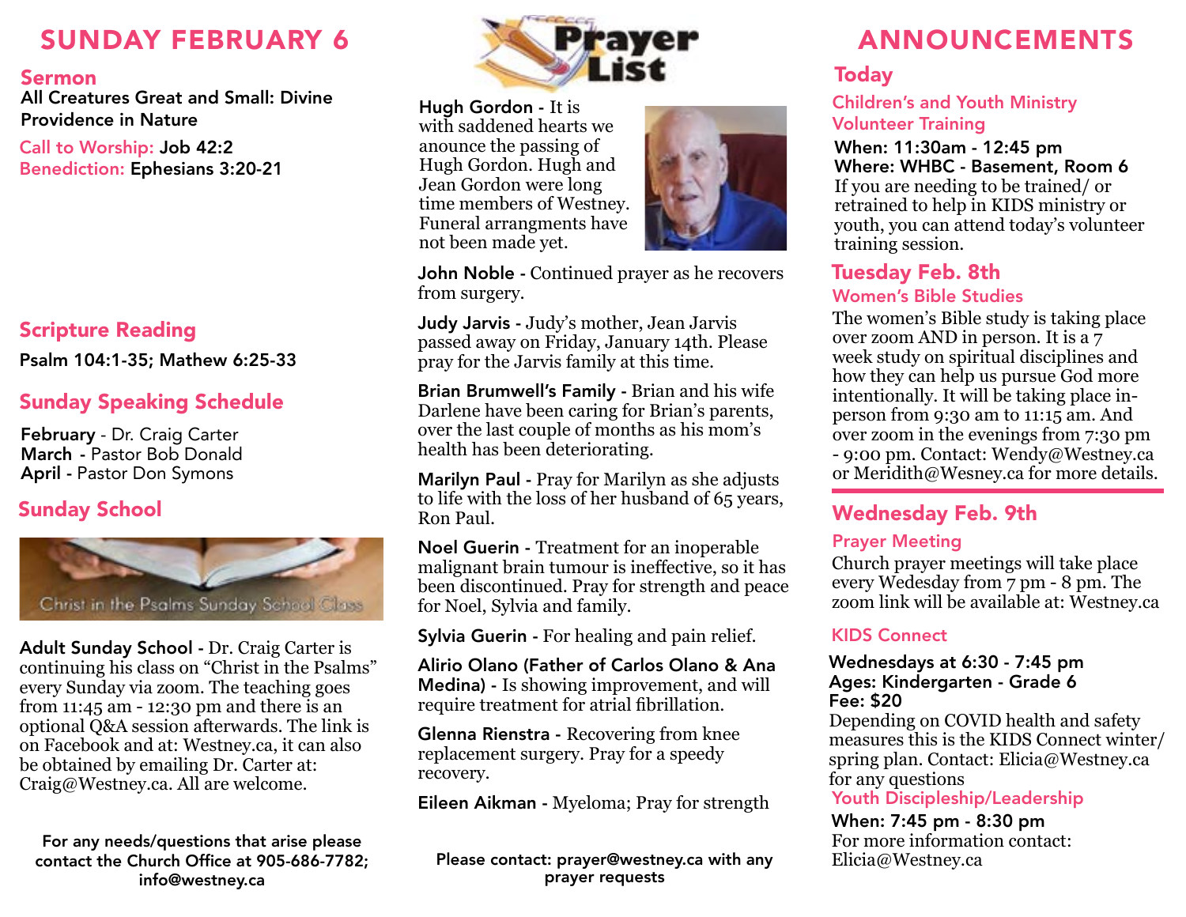# SUNDAY FEBRUARY 6

## Sermon

**All Creatures Great and Small: Divine Providence in Nature**

Call to Worship: **Job 42:2**
Benediction: **Ephesians 3:20-21**

## Scripture Reading

**Psalm 104:1-35; Mathew 6:25-33**

## Sunday Speaking Schedule

**February** - Dr. Craig Carter
**March** - Pastor Bob Donald
**April** - Pastor Don Symons

## Sunday School

Christ in the Psalms Sunday School Class

**Adult Sunday School** - Dr. Craig Carter is continuing his class on "Christ in the Psalms" every Sunday via zoom. The teaching goes from 11:45 am - 12:30 pm and there is an optional Q&A session afterwards. The link is on Facebook and at: Westney.ca, it can also be obtained by emailing Dr. Carter at: Craig@Westney.ca. All are welcome.

**For any needs/questions that arise please contact the Church Office at 905-686-7782; info@westney.ca**

# Prayer List

**Hugh Gordon** - It is with saddened hearts we anounce the passing of Hugh Gordon. Hugh and Jean Gordon were long time members of Westney. Funeral arrangments have not been made yet.

**John Noble** - Continued prayer as he recovers from surgery.

**Judy Jarvis** - Judy's mother, Jean Jarvis passed away on Friday, January 14th. Please pray for the Jarvis family at this time.

**Brian Brumwell's Family** - Brian and his wife Darlene have been caring for Brian's parents, over the last couple of months as his mom's health has been deteriorating.

**Marilyn Paul** - Pray for Marilyn as she adjusts to life with the loss of her husband of 65 years, Ron Paul.

**Noel Guerin** - Treatment for an inoperable malignant brain tumour is ineffective, so it has been discontinued. Pray for strength and peace for Noel, Sylvia and family.

**Sylvia Guerin** - For healing and pain relief.

**Alirio Olano (Father of Carlos Olano & Ana Medina)** - Is showing improvement, and will require treatment for atrial fibrillation.

**Glenna Rienstra** - Recovering from knee replacement surgery. Pray for a speedy recovery.

**Eileen Aikman** - Myeloma; Pray for strength

**Please contact: prayer@westney.ca with any prayer requests**

# ANNOUNCEMENTS

## Today

### Children's and Youth Ministry Volunteer Training

**When: 11:30am - 12:45 pm**
**Where: WHBC - Basement, Room 6**
If you are needing to be trained/ or retrained to help in KIDS ministry or youth, you can attend today's volunteer training session.

## Tuesday Feb. 8th

### Women's Bible Studies

The women's Bible study is taking place over zoom AND in person. It is a 7 week study on spiritual disciplines and how they can help us pursue God more intentionally. It will be taking place in-person from 9:30 am to 11:15 am. And over zoom in the evenings from 7:30 pm - 9:00 pm. Contact: Wendy@Westney.ca or Meridith@Wesney.ca for more details.

## Wednesday Feb. 9th

### Prayer Meeting

Church prayer meetings will take place every Wedesday from 7 pm - 8 pm. The zoom link will be available at: Westney.ca

### KIDS Connect

**Wednesdays at 6:30 - 7:45 pm**
**Ages: Kindergarten - Grade 6**
**Fee: $20**
Depending on COVID health and safety measures this is the KIDS Connect winter/ spring plan. Contact: Elicia@Westney.ca for any questions

### Youth Discipleship/Leadership

**When: 7:45 pm - 8:30 pm**
For more information contact: Elicia@Westney.ca